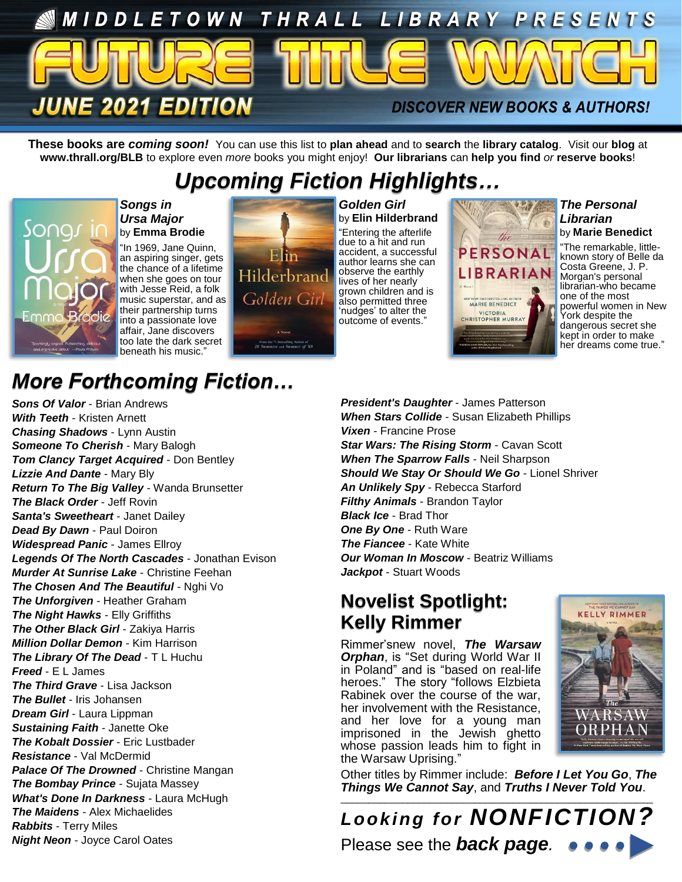# MIDDLETOWN THRALL LIBRARY PRESENTS

# FUTURE TITLE WATCH

**JUNE 2021 EDITION**

**DISCOVER NEW BOOKS & AUTHORS!**

**These books are *coming soon!*** You can use this list to **plan ahead** and to **search** the **library catalog**. Visit our **blog** at **www.thrall.org/BLB** to explore even *more* books you might enjoy! **Our librarians** can **help you find** *or* **reserve books**!

## *Upcoming Fiction Highlights…*

***Songs in Ursa Major*** by **Emma Brodie**

"In 1969, Jane Quinn, an aspiring singer, gets the chance of a lifetime when she goes on tour with Jesse Reid, a folk music superstar, and as their partnership turns into a passionate love affair, Jane discovers too late the dark secret beneath his music."

***Golden Girl*** by **Elin Hilderbrand**

"Entering the afterlife due to a hit and run accident, a successful author learns she can observe the earthly lives of her nearly grown children and is also permitted three 'nudges' to alter the outcome of events."

***The Personal Librarian*** by **Marie Benedict**

"The remarkable, little-known story of Belle da Costa Greene, J. P. Morgan's personal librarian-who became one of the most powerful women in New York despite the dangerous secret she kept in order to make her dreams come true."

## *More Forthcoming Fiction…*

- ***Sons Of Valor*** - Brian Andrews
- ***With Teeth*** - Kristen Arnett
- ***Chasing Shadows*** - Lynn Austin
- ***Someone To Cherish*** - Mary Balogh
- ***Tom Clancy Target Acquired*** - Don Bentley
- ***Lizzie And Dante*** - Mary Bly
- ***Return To The Big Valley*** - Wanda Brunsetter
- ***The Black Order*** - Jeff Rovin
- ***Santa's Sweetheart*** - Janet Dailey
- ***Dead By Dawn*** - Paul Doiron
- ***Widespread Panic*** - James Ellroy
- ***Legends Of The North Cascades*** - Jonathan Evison
- ***Murder At Sunrise Lake*** - Christine Feehan
- ***The Chosen And The Beautiful*** - Nghi Vo
- ***The Unforgiven*** - Heather Graham
- ***The Night Hawks*** - Elly Griffiths
- ***The Other Black Girl*** - Zakiya Harris
- ***Million Dollar Demon*** - Kim Harrison
- ***The Library Of The Dead*** - T L Huchu
- ***Freed*** - E L James
- ***The Third Grave*** - Lisa Jackson
- ***The Bullet*** - Iris Johansen
- ***Dream Girl*** - Laura Lippman
- ***Sustaining Faith*** - Janette Oke
- ***The Kobalt Dossier*** - Eric Lustbader
- ***Resistance*** - Val McDermid
- ***Palace Of The Drowned*** - Christine Mangan
- ***The Bombay Prince*** - Sujata Massey
- ***What's Done In Darkness*** - Laura McHugh
- ***The Maidens*** - Alex Michaelides
- ***Rabbits*** - Terry Miles
- ***Night Neon*** - Joyce Carol Oates
- ***President's Daughter*** - James Patterson
- ***When Stars Collide*** - Susan Elizabeth Phillips
- ***Vixen*** - Francine Prose
- ***Star Wars: The Rising Storm*** - Cavan Scott
- ***When The Sparrow Falls*** - Neil Sharpson
- ***Should We Stay Or Should We Go*** - Lionel Shriver
- ***An Unlikely Spy*** - Rebecca Starford
- ***Filthy Animals*** - Brandon Taylor
- ***Black Ice*** - Brad Thor
- ***One By One*** - Ruth Ware
- ***The Fiancee*** - Kate White
- ***Our Woman In Moscow*** - Beatriz Williams
- ***Jackpot*** - Stuart Woods

## Novelist Spotlight: Kelly Rimmer

Rimmer'snew novel, ***The Warsaw Orphan***, is "Set during World War II in Poland" and is "based on real-life heroes." The story "follows Elzbieta Rabinek over the course of the war, her involvement with the Resistance, and her love for a young man imprisoned in the Jewish ghetto whose passion leads him to fight in the Warsaw Uprising."

Other titles by Rimmer include: ***Before I Let You Go***, ***The Things We Cannot Say***, and ***Truths I Never Told You***.

***Looking for NONFICTION?***

Please see the ***back page***.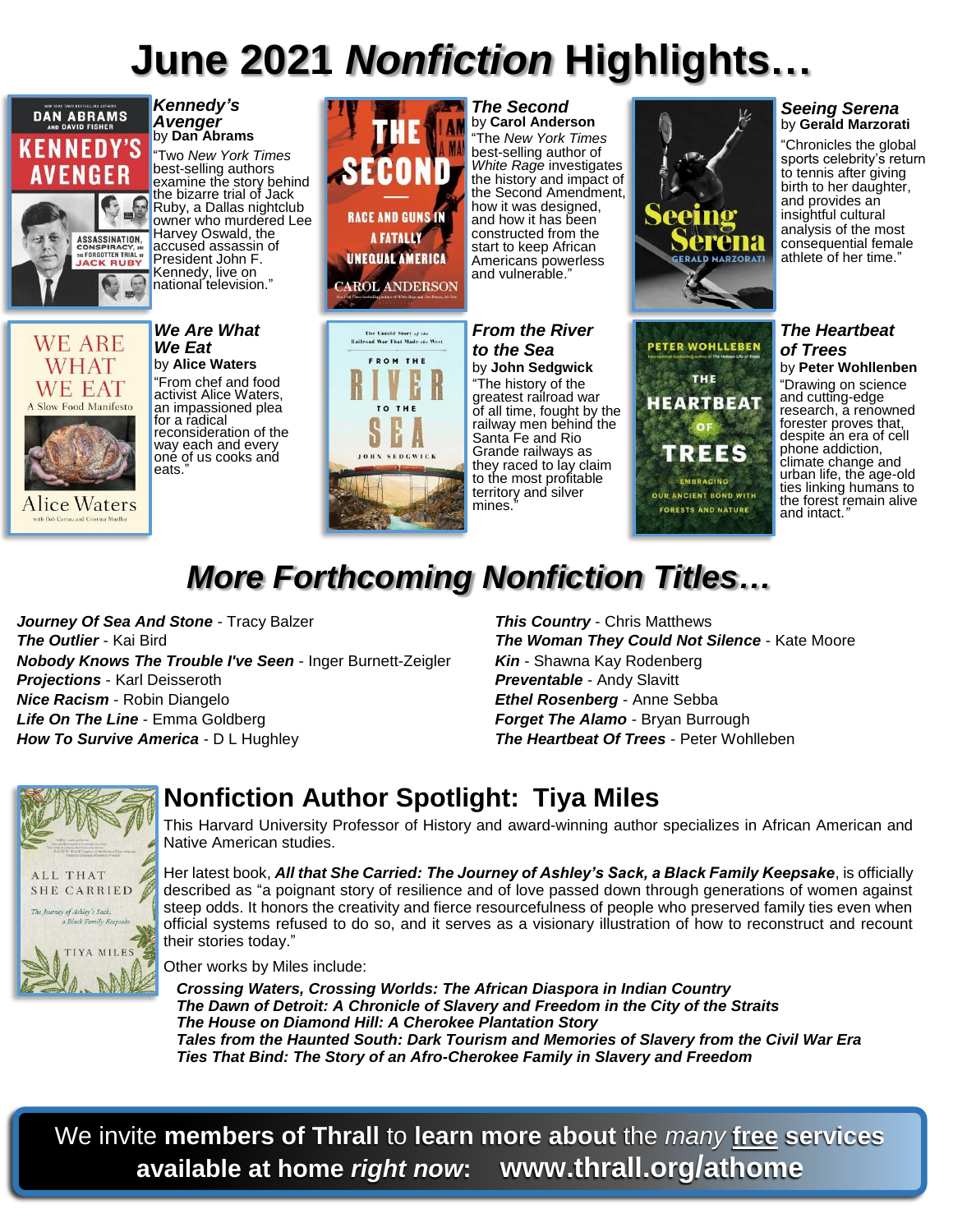# June 2021 *Nonfiction* Highlights…

***Kennedy's Avenger***
by **Dan Abrams**
"Two *New York Times* best-selling authors examine the story behind the bizarre trial of Jack Ruby, a Dallas nightclub owner who murdered Lee Harvey Oswald, the accused assassin of President John F. Kennedy, live on national television."

***The Second***
by **Carol Anderson**
"The *New York Times* best-selling author of *White Rage* investigates the history and impact of the Second Amendment, how it was designed, and how it has been constructed from the start to keep African Americans powerless and vulnerable."

***Seeing Serena***
by **Gerald Marzorati**
"Chronicles the global sports celebrity's return to tennis after giving birth to her daughter, and provides an insightful cultural analysis of the most consequential female athlete of her time."

***We Are What We Eat***
by **Alice Waters**
"From chef and food activist Alice Waters, an impassioned plea for a radical reconsideration of the way each and every one of us cooks and eats."

***From the River to the Sea***
by **John Sedgwick**
"The history of the greatest railroad war of all time, fought by the railway men behind the Santa Fe and Rio Grande railways as they raced to lay claim to the most profitable territory and silver mines."

***The Heartbeat of Trees***
by **Peter Wohllenben**
"Drawing on science and cutting-edge research, a renowned forester proves that, despite an era of cell phone addiction, climate change and urban life, the age-old ties linking humans to the forest remain alive and intact."

## *More Forthcoming Nonfiction Titles…*

***Journey Of Sea And Stone*** - Tracy Balzer
***The Outlier*** - Kai Bird
***Nobody Knows The Trouble I've Seen*** - Inger Burnett-Zeigler
***Projections*** - Karl Deisseroth
***Nice Racism*** - Robin Diangelo
***Life On The Line*** - Emma Goldberg
***How To Survive America*** - D L Hughley
***This Country*** - Chris Matthews
***The Woman They Could Not Silence*** - Kate Moore
***Kin*** - Shawna Kay Rodenberg
***Preventable*** - Andy Slavitt
***Ethel Rosenberg*** - Anne Sebba
***Forget The Alamo*** - Bryan Burrough
***The Heartbeat Of Trees*** - Peter Wohlleben

## Nonfiction Author Spotlight: Tiya Miles

This Harvard University Professor of History and award-winning author specializes in African American and Native American studies.

Her latest book, ***All that She Carried: The Journey of Ashley's Sack, a Black Family Keepsake***, is officially described as "a poignant story of resilience and of love passed down through generations of women against steep odds. It honors the creativity and fierce resourcefulness of people who preserved family ties even when official systems refused to do so, and it serves as a visionary illustration of how to reconstruct and recount their stories today."

Other works by Miles include:

***Crossing Waters, Crossing Worlds: The African Diaspora in Indian Country***
***The Dawn of Detroit: A Chronicle of Slavery and Freedom in the City of the Straits***
***The House on Diamond Hill: A Cherokee Plantation Story***
***Tales from the Haunted South: Dark Tourism and Memories of Slavery from the Civil War Era***
***Ties That Bind: The Story of an Afro-Cherokee Family in Slavery and Freedom***

We invite **members of Thrall** to **learn more about** the *many* **free services available at home** ***right now*****: www.thrall.org/athome**